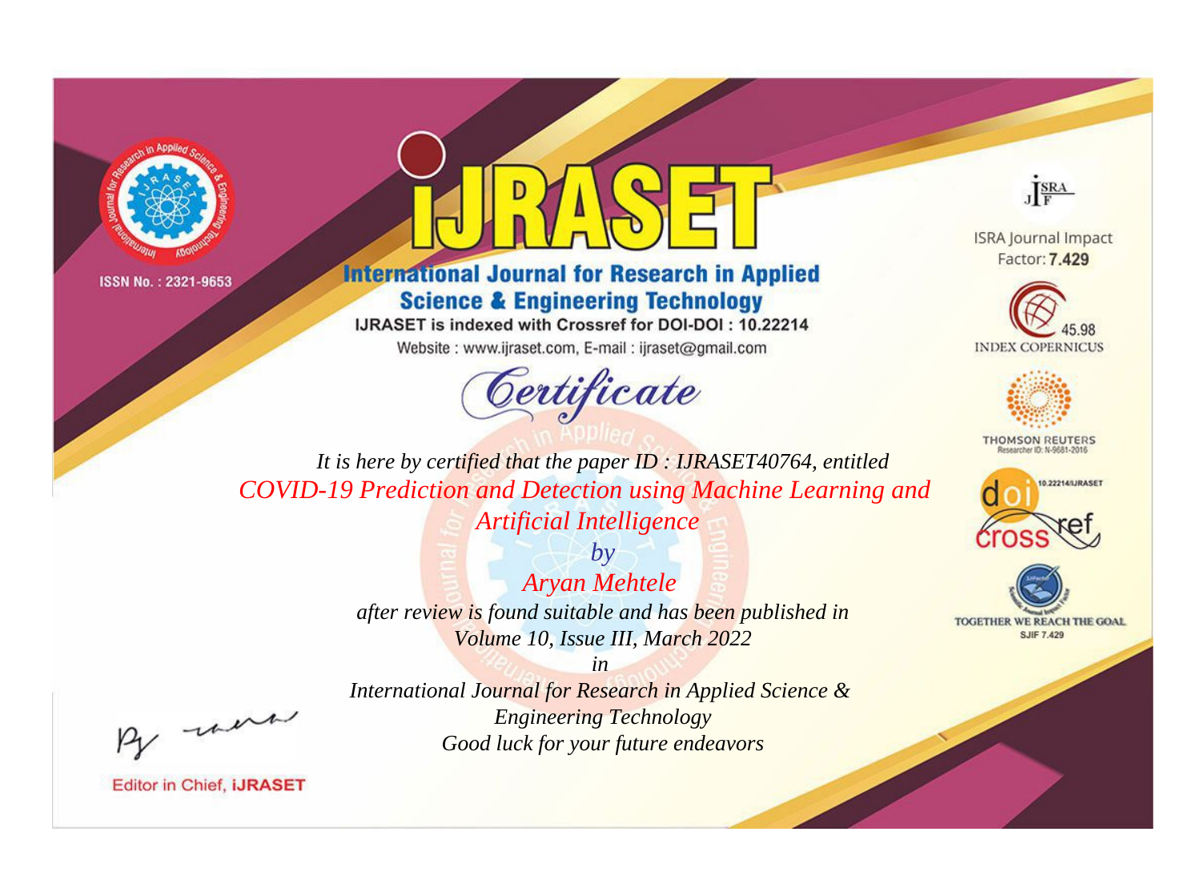ISSN No. : 2321-9653

# IJRASET

## International Journal for Research in Applied Science & Engineering Technology

IJRASET is indexed with Crossref for DOI-DOI : 10.22214

Website : www.ijraset.com, E-mail : ijraset@gmail.com

ISRA Journal Impact Factor: **7.429**

45.98 INDEX COPERNICUS

THOMSON REUTERS Researcher ID: N-9681-2016

10.22214/IJRASET

TOGETHER WE REACH THE GOAL SJIF 7.429

# *Certificate*

*It is here by certified that the paper ID : IJRASET40764, entitled*

*COVID-19 Prediction and Detection using Machine Learning and Artificial Intelligence*

*by*

*Aryan Mehtele*

*after review is found suitable and has been published in*

*Volume 10, Issue III, March 2022*

*in*

*International Journal for Research in Applied Science & Engineering Technology*

*Good luck for your future endeavors*

Editor in Chief, **iJRASET**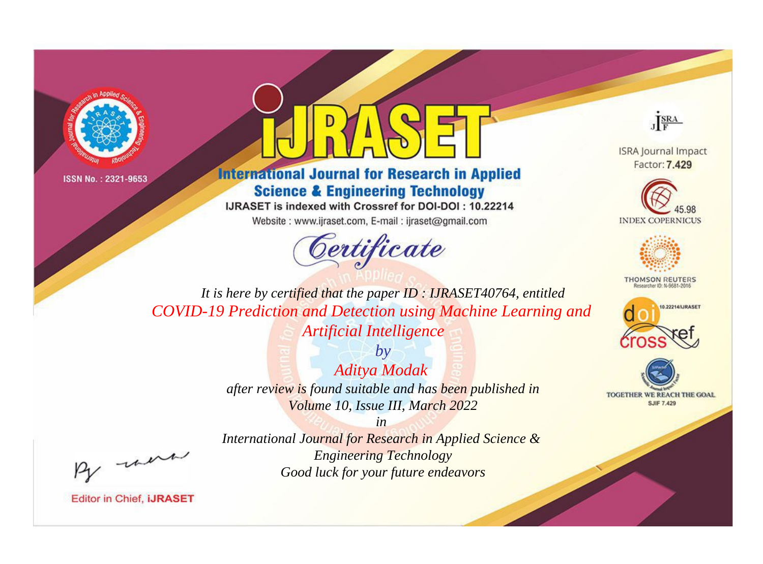ISSN No. : 2321-9653

# iJRASET

## International Journal for Research in Applied Science & Engineering Technology

IJRASET is indexed with Crossref for DOI-DOI : 10.22214

Website : www.ijraset.com, E-mail : ijraset@gmail.com

ISRA Journal Impact Factor: **7.429**

45.98 INDEX COPERNICUS

THOMSON REUTERS Researcher ID: N-9681-2016

10.22214/IJRASET

TOGETHER WE REACH THE GOAL SJIF 7.429

# *Certificate*

*It is here by certified that the paper ID : IJRASET40764, entitled*

*COVID-19 Prediction and Detection using Machine Learning and Artificial Intelligence*

*by*

*Aditya Modak*

*after review is found suitable and has been published in*

*Volume 10, Issue III, March 2022*

*in*

*International Journal for Research in Applied Science & Engineering Technology*

*Good luck for your future endeavors*

Editor in Chief, iJRASET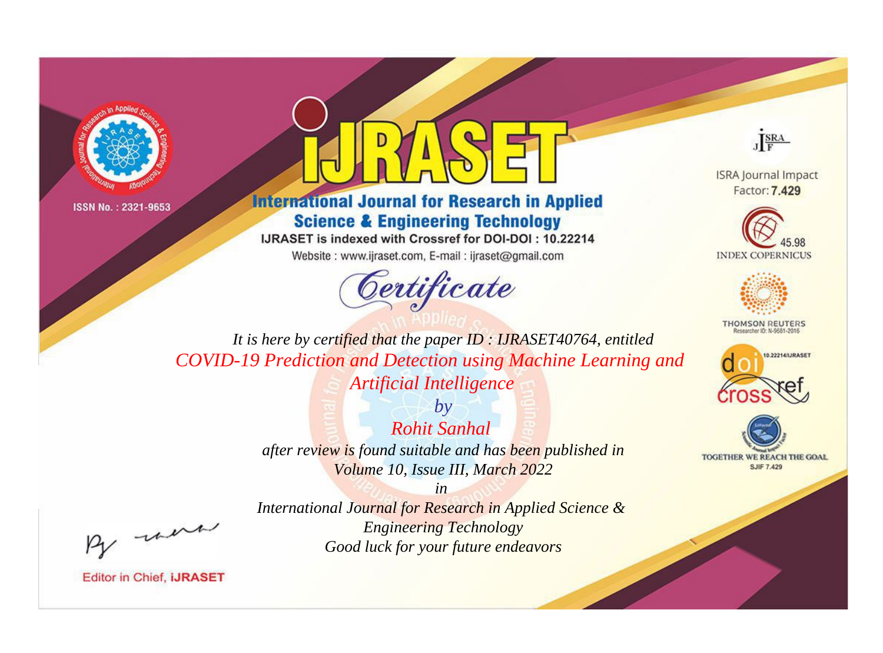ISSN No. : 2321-9653

# iJRASET

## International Journal for Research in Applied Science & Engineering Technology

IJRASET is indexed with Crossref for DOI-DOI : 10.22214

Website : www.ijraset.com, E-mail : ijraset@gmail.com

ISRA Journal Impact Factor: **7.429**

45.98 INDEX COPERNICUS

THOMSON REUTERS Researcher ID: N-9681-2016

10.22214/IJRASET

TOGETHER WE REACH THE GOAL SJIF 7.429

# *Certificate*

*It is here by certified that the paper ID : IJRASET40764, entitled*

*COVID-19 Prediction and Detection using Machine Learning and Artificial Intelligence*

*by*

*Rohit Sanhal*

*after review is found suitable and has been published in*

*Volume 10, Issue III, March 2022*

*in*

*International Journal for Research in Applied Science & Engineering Technology*

*Good luck for your future endeavors*

Editor in Chief, **iJRASET**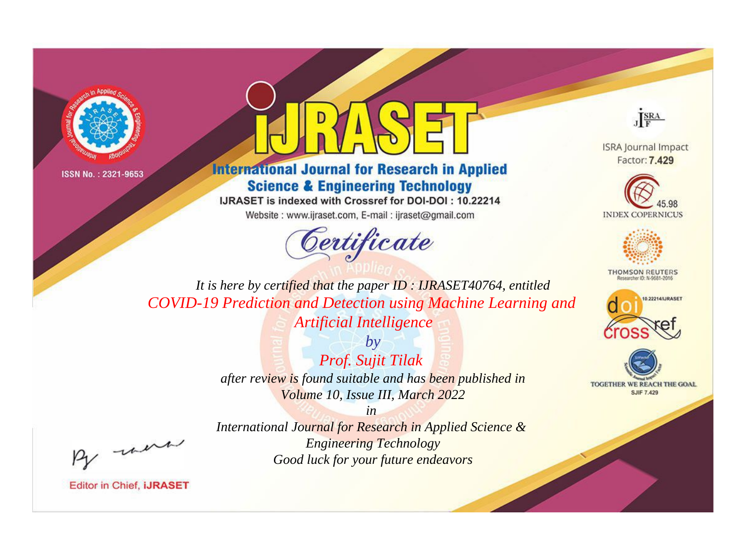ISSN No. : 2321-9653

# IJRASET

## International Journal for Research in Applied Science & Engineering Technology

IJRASET is indexed with Crossref for DOI-DOI : 10.22214

Website : www.ijraset.com, E-mail : ijraset@gmail.com

*Certificate*

*It is here by certified that the paper ID : IJRASET40764, entitled*

*COVID-19 Prediction and Detection using Machine Learning and Artificial Intelligence*

*by*

*Prof. Sujit Tilak*

*after review is found suitable and has been published in*

*Volume 10, Issue III, March 2022*

*in*

*International Journal for Research in Applied Science & Engineering Technology*

*Good luck for your future endeavors*

ISRA Journal Impact Factor: **7.429**

INDEX COPERNICUS 45.98

THOMSON REUTERS Researcher ID: N-9681-2016

10.22214/IJRASET

TOGETHER WE REACH THE GOAL SJIF 7.429

Editor in Chief, **iJRASET**